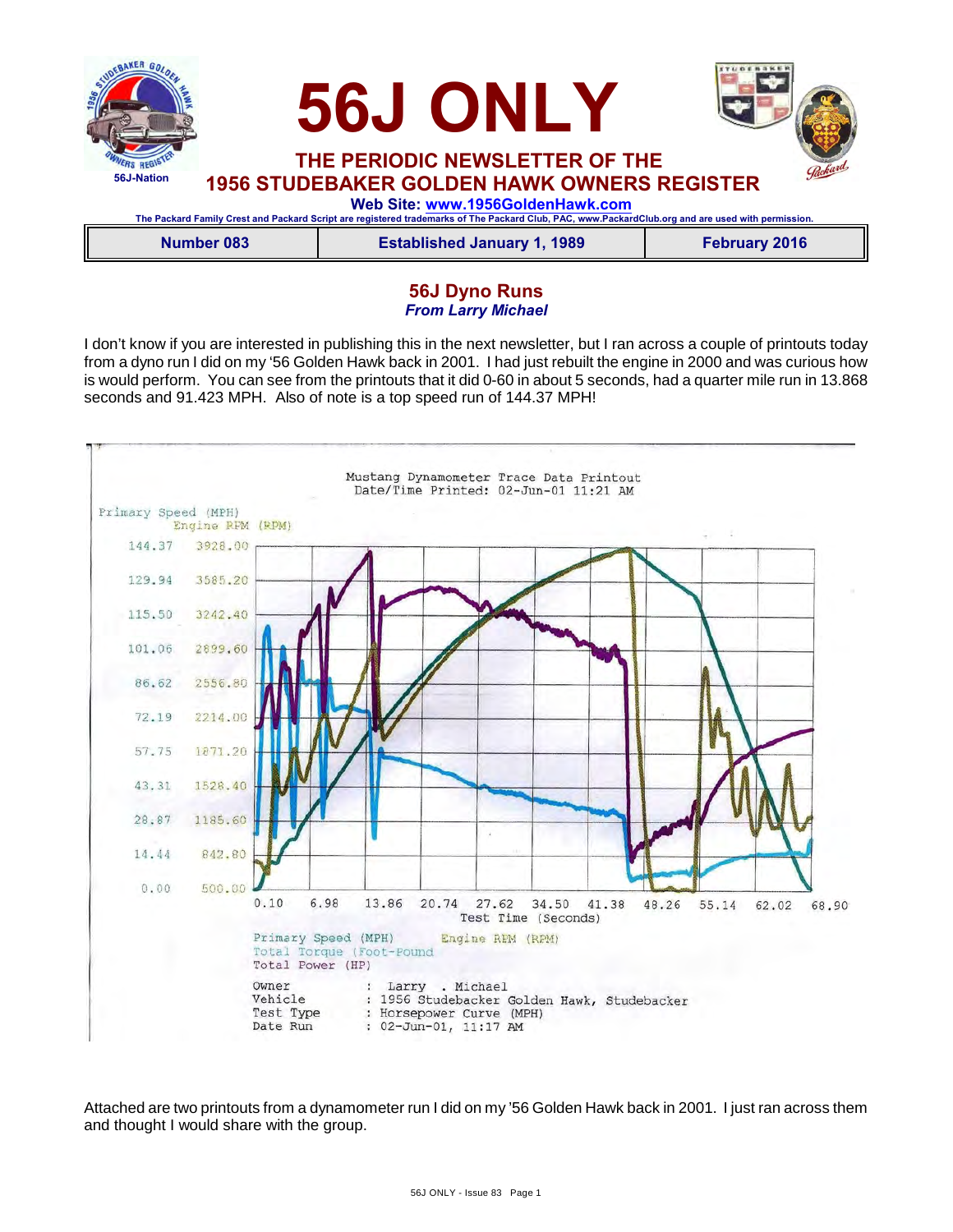# 56J ONLY

## THE PERIODIC NEWSLETTER OF THE 1956 STUDEBAKER GOLDEN HAWK OWNERS REGISTER

**Web Site: www.1956GoldenHawk.com**

The Packard Family Crest and Packard Script are registered trademarks of The Packard Club, PAC, www.PackardClub.org and are used with permission.

| Number 083 | Established January 1, 1989 | February 2016 |
|---|---|---|

## 56J Dyno Runs

***From Larry Michael***

I don't know if you are interested in publishing this in the next newsletter, but I ran across a couple of printouts today from a dyno run I did on my '56 Golden Hawk back in 2001. I had just rebuilt the engine in 2000 and was curious how is would perform. You can see from the printouts that it did 0-60 in about 5 seconds, had a quarter mile run in 13.868 seconds and 91.423 MPH. Also of note is a top speed run of 144.37 MPH!

Mustang Dynamometer Trace Data Printout
Date/Time Printed: 02-Jun-01 11:21 AM

Primary Speed (MPH) / Engine RPM (RPM): 144.37 / 3928.00; 129.94 / 3585.20; 115.50 / 3242.40; 101.06 / 2899.60; 86.62 / 2556.80; 72.19 / 2214.00; 57.75 / 1871.20; 43.31 / 1528.40; 28.87 / 1185.60; 14.44 / 842.80; 0.00 / 500.00

Test Time (Seconds): 0.10, 6.98, 13.86, 20.74, 27.62, 34.50, 41.38, 48.26, 55.14, 62.02, 68.90

Primary Speed (MPH) Engine RPM (RPM)
Total Torque (Foot-Pound)
Total Power (HP)

Owner : Larry . Michael
Vehicle : 1956 Studebacker Golden Hawk, Studebacker
Test Type : Horsepower Curve (MPH)
Date Run : 02-Jun-01, 11:17 AM

Attached are two printouts from a dynamometer run I did on my '56 Golden Hawk back in 2001. I just ran across them and thought I would share with the group.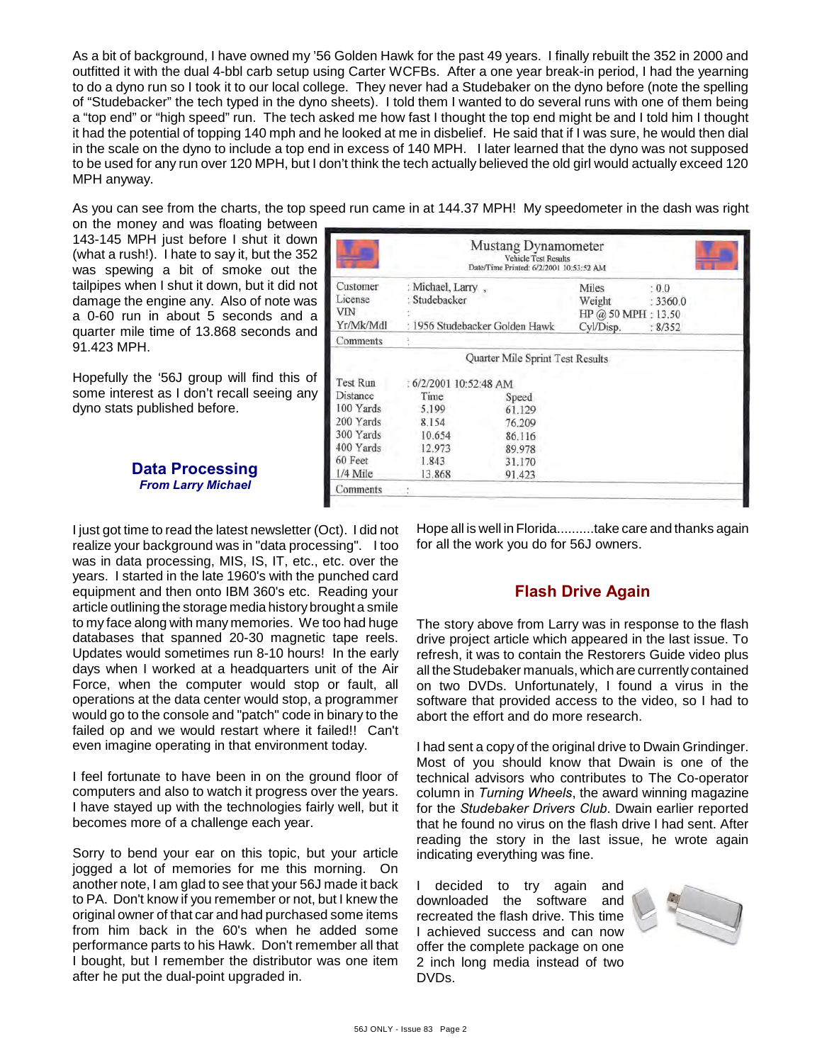As a bit of background, I have owned my '56 Golden Hawk for the past 49 years. I finally rebuilt the 352 in 2000 and outfitted it with the dual 4-bbl carb setup using Carter WCFBs. After a one year break-in period, I had the yearning to do a dyno run so I took it to our local college. They never had a Studebaker on the dyno before (note the spelling of "Studebacker" the tech typed in the dyno sheets). I told them I wanted to do several runs with one of them being a "top end" or "high speed" run. The tech asked me how fast I thought the top end might be and I told him I thought it had the potential of topping 140 mph and he looked at me in disbelief. He said that if I was sure, he would then dial in the scale on the dyno to include a top end in excess of 140 MPH. I later learned that the dyno was not supposed to be used for any run over 120 MPH, but I don't think the tech actually believed the old girl would actually exceed 120 MPH anyway.

As you can see from the charts, the top speed run came in at 144.37 MPH! My speedometer in the dash was right on the money and was floating between 143-145 MPH just before I shut it down (what a rush!). I hate to say it, but the 352 was spewing a bit of smoke out the tailpipes when I shut it down, but it did not damage the engine any. Also of note was a 0-60 run in about 5 seconds and a quarter mile time of 13.868 seconds and 91.423 MPH.

Hopefully the '56J group will find this of some interest as I don't recall seeing any dyno stats published before.

**Mustang Dynamometer**
Vehicle Test Results
Date/Time Printed: 6/2/2001 10:53:52 AM

| | | | |
|---|---|---|---|
| Customer | : Michael, Larry , | Miles | : 0.0 |
| License | : Studebacker | Weight | : 3360.0 |
| VIN | : | HP @ 50 MPH | : 13.50 |
| Yr/Mk/Mdl | : 1956 Studebacker Golden Hawk | Cyl/Disp. | : 8/352 |
| Comments | : | | |

Quarter Mile Sprint Test Results

Test Run : 6/2/2001 10:52:48 AM

| Distance | Time | Speed |
|---|---|---|
| 100 Yards | 5.199 | 61.129 |
| 200 Yards | 8.154 | 76.209 |
| 300 Yards | 10.654 | 86.116 |
| 400 Yards | 12.973 | 89.978 |
| 60 Feet | 1.843 | 31.170 |
| 1/4 Mile | 13.868 | 91.423 |

Comments :

## Data Processing
***From Larry Michael***

I just got time to read the latest newsletter (Oct). I did not realize your background was in "data processing". I too was in data processing, MIS, IS, IT, etc., etc. over the years. I started in the late 1960's with the punched card equipment and then onto IBM 360's etc. Reading your article outlining the storage media history brought a smile to my face along with many memories. We too had huge databases that spanned 20-30 magnetic tape reels. Updates would sometimes run 8-10 hours! In the early days when I worked at a headquarters unit of the Air Force, when the computer would stop or fault, all operations at the data center would stop, a programmer would go to the console and "patch" code in binary to the failed op and we would restart where it failed!! Can't even imagine operating in that environment today.

I feel fortunate to have been in on the ground floor of computers and also to watch it progress over the years. I have stayed up with the technologies fairly well, but it becomes more of a challenge each year.

Sorry to bend your ear on this topic, but your article jogged a lot of memories for me this morning. On another note, I am glad to see that your 56J made it back to PA. Don't know if you remember or not, but I knew the original owner of that car and had purchased some items from him back in the 60's when he added some performance parts to his Hawk. Don't remember all that I bought, but I remember the distributor was one item after he put the dual-point upgraded in.

Hope all is well in Florida..........take care and thanks again for all the work you do for 56J owners.

## Flash Drive Again

The story above from Larry was in response to the flash drive project article which appeared in the last issue. To refresh, it was to contain the Restorers Guide video plus all the Studebaker manuals, which are currently contained on two DVDs. Unfortunately, I found a virus in the software that provided access to the video, so I had to abort the effort and do more research.

I had sent a copy of the original drive to Dwain Grindinger. Most of you should know that Dwain is one of the technical advisors who contributes to The Co-operator column in *Turning Wheels*, the award winning magazine for the *Studebaker Drivers Club*. Dwain earlier reported that he found no virus on the flash drive I had sent. After reading the story in the last issue, he wrote again indicating everything was fine.

I decided to try again and downloaded the software and recreated the flash drive. This time I achieved success and can now offer the complete package on one 2 inch long media instead of two DVDs.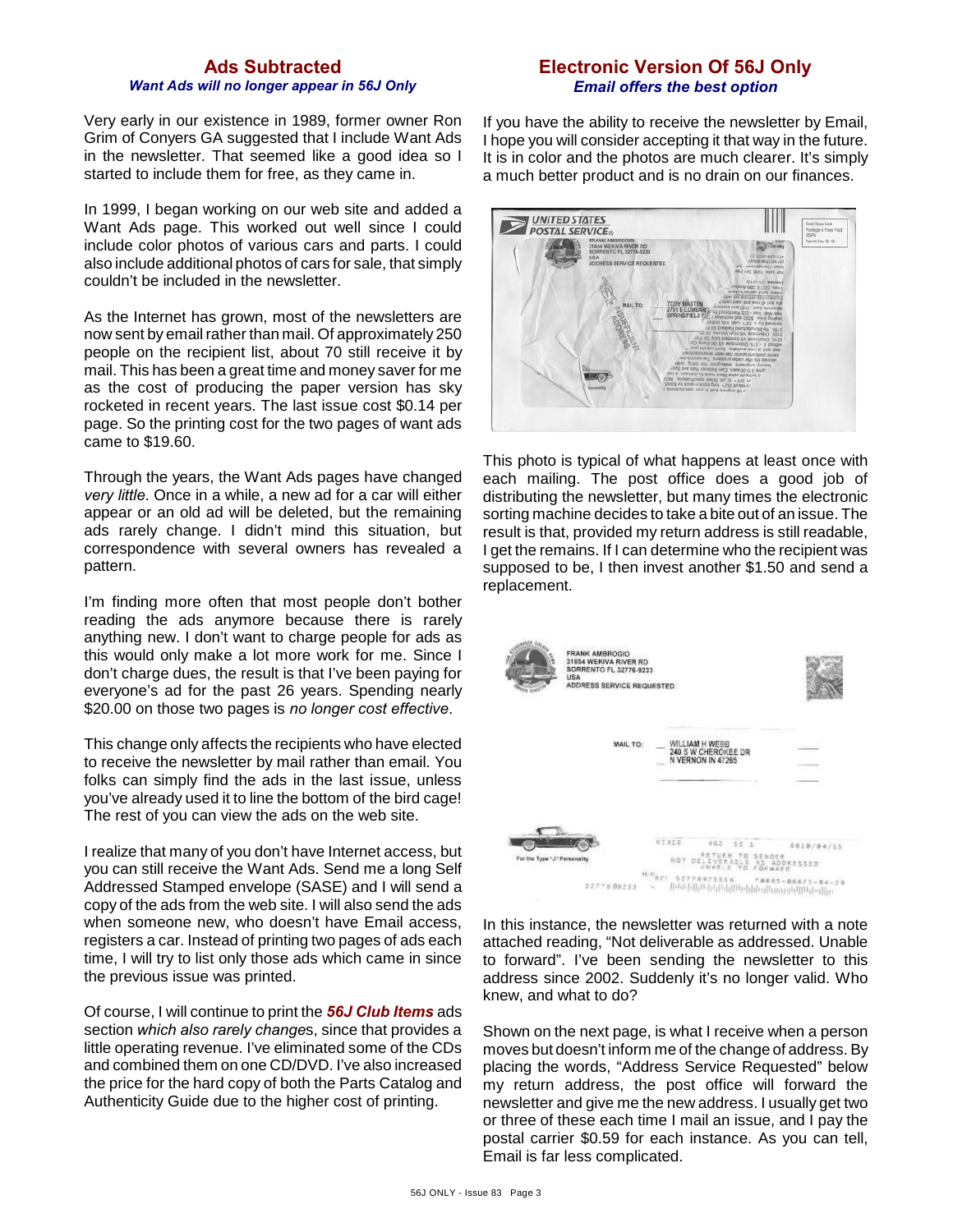## Ads Subtracted

### *Want Ads will no longer appear in 56J Only*

Very early in our existence in 1989, former owner Ron Grim of Conyers GA suggested that I include Want Ads in the newsletter. That seemed like a good idea so I started to include them for free, as they came in.

In 1999, I began working on our web site and added a Want Ads page. This worked out well since I could include color photos of various cars and parts. I could also include additional photos of cars for sale, that simply couldn't be included in the newsletter.

As the Internet has grown, most of the newsletters are now sent by email rather than mail. Of approximately 250 people on the recipient list, about 70 still receive it by mail. This has been a great time and money saver for me as the cost of producing the paper version has sky rocketed in recent years. The last issue cost $0.14 per page. So the printing cost for the two pages of want ads came to $19.60.

Through the years, the Want Ads pages have changed *very little*. Once in a while, a new ad for a car will either appear or an old ad will be deleted, but the remaining ads rarely change. I didn't mind this situation, but correspondence with several owners has revealed a pattern.

I'm finding more often that most people don't bother reading the ads anymore because there is rarely anything new. I don't want to charge people for ads as this would only make a lot more work for me. Since I don't charge dues, the result is that I've been paying for everyone's ad for the past 26 years. Spending nearly $20.00 on those two pages is *no longer cost effective*.

This change only affects the recipients who have elected to receive the newsletter by mail rather than email. You folks can simply find the ads in the last issue, unless you've already used it to line the bottom of the bird cage! The rest of you can view the ads on the web site.

I realize that many of you don't have Internet access, but you can still receive the Want Ads. Send me a long Self Addressed Stamped envelope (SASE) and I will send a copy of the ads from the web site. I will also send the ads when someone new, who doesn't have Email access, registers a car. Instead of printing two pages of ads each time, I will try to list only those ads which came in since the previous issue was printed.

Of course, I will continue to print the ***56J Club Items*** ads section *which also rarely change*s, since that provides a little operating revenue. I've eliminated some of the CDs and combined them on one CD/DVD. I've also increased the price for the hard copy of both the Parts Catalog and Authenticity Guide due to the higher cost of printing.

## Electronic Version Of 56J Only

### *Email offers the best option*

If you have the ability to receive the newsletter by Email, I hope you will consider accepting it that way in the future. It is in color and the photos are much clearer. It's simply a much better product and is no drain on our finances.

This photo is typical of what happens at least once with each mailing. The post office does a good job of distributing the newsletter, but many times the electronic sorting machine decides to take a bite out of an issue. The result is that, provided my return address is still readable, I get the remains. If I can determine who the recipient was supposed to be, I then invest another $1.50 and send a replacement.

In this instance, the newsletter was returned with a note attached reading, "Not deliverable as addressed. Unable to forward". I've been sending the newsletter to this address since 2002. Suddenly it's no longer valid. Who knew, and what to do?

Shown on the next page, is what I receive when a person moves but doesn't inform me of the change of address. By placing the words, "Address Service Requested" below my return address, the post office will forward the newsletter and give me the new address. I usually get two or three of these each time I mail an issue, and I pay the postal carrier $0.59 for each instance. As you can tell, Email is far less complicated.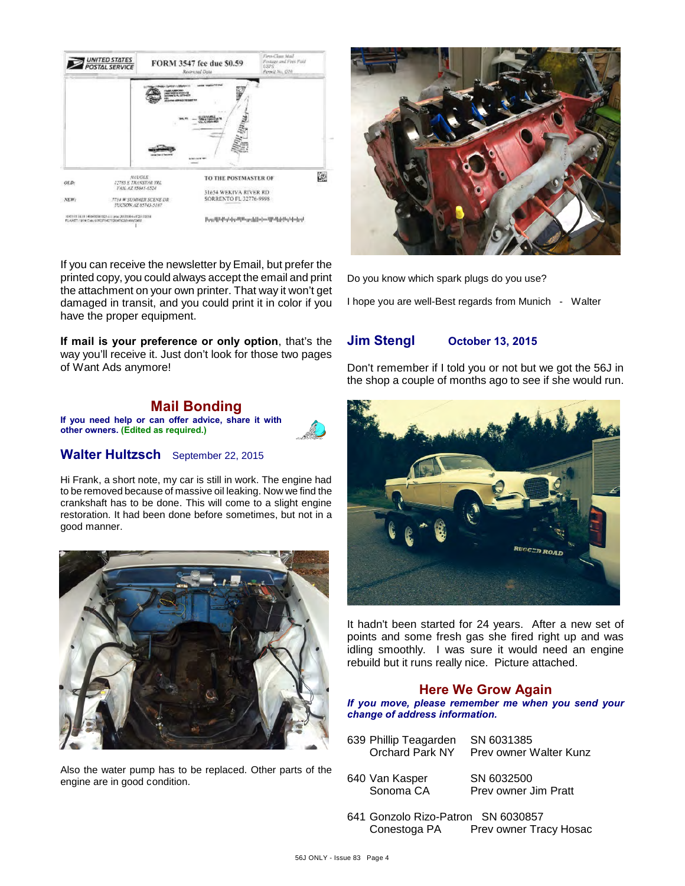If you can receive the newsletter by Email, but prefer the printed copy, you could always accept the email and print the attachment on your own printer. That way it won't get damaged in transit, and you could print it in color if you have the proper equipment.

**If mail is your preference or only option**, that's the way you'll receive it. Just don't look for those two pages of Want Ads anymore!

## Mail Bonding

**If you need help or can offer advice, share it with other owners. (Edited as required.)**

### Walter Hultzsch — September 22, 2015

Hi Frank, a short note, my car is still in work. The engine had to be removed because of massive oil leaking. Now we find the crankshaft has to be done. This will come to a slight engine restoration. It had been done before sometimes, but not in a good manner.

Also the water pump has to be replaced. Other parts of the engine are in good condition.

Do you know which spark plugs do you use?

I hope you are well-Best regards from Munich - Walter

### Jim Stengl — October 13, 2015

Don't remember if I told you or not but we got the 56J in the shop a couple of months ago to see if she would run.

It hadn't been started for 24 years. After a new set of points and some fresh gas she fired right up and was idling smoothly. I was sure it would need an engine rebuild but it runs really nice. Picture attached.

## Here We Grow Again

***If you move, please remember me when you send your change of address information.***

| | | |
|---|---|---|
| 639 | Phillip Teagarden, Orchard Park NY | SN 6031385, Prev owner Walter Kunz |
| 640 | Van Kasper, Sonoma CA | SN 6032500, Prev owner Jim Pratt |
| 641 | Gonzolo Rizo-Patron, Conestoga PA | SN 6030857, Prev owner Tracy Hosac |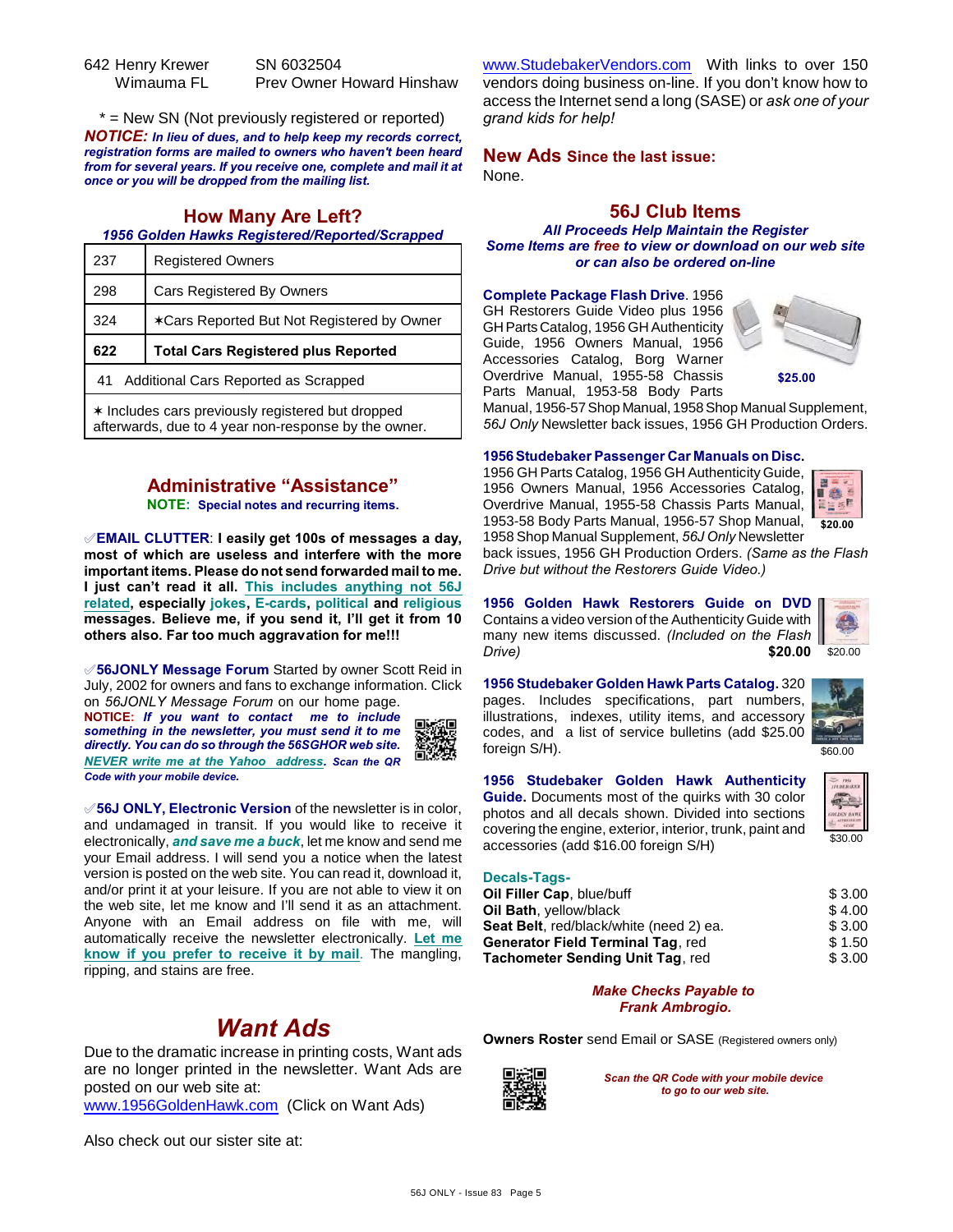642 Henry Krewer — SN 6032504
Wimauma FL — Prev Owner Howard Hinshaw

* = New SN (Not previously registered or reported)

***NOTICE:*** ***In lieu of dues, and to help keep my records correct, registration forms are mailed to owners who haven't been heard from for several years. If you receive one, complete and mail it at once or you will be dropped from the mailing list.***

## How Many Are Left?

***1956 Golden Hawks Registered/Reported/Scrapped***

| | |
|---|---|
| 237 | Registered Owners |
| 298 | Cars Registered By Owners |
| 324 | ✶Cars Reported But Not Registered by Owner |
| **622** | **Total Cars Registered plus Reported** |
| 41 Additional Cars Reported as Scrapped | |
| ✶ Includes cars previously registered but dropped afterwards, due to 4 year non-response by the owner. | |

## Administrative "Assistance"

**NOTE: Special notes and recurring items.**

✓**EMAIL CLUTTER**: **I easily get 100s of messages a day, most of which are useless and interfere with the more important items. Please do not send forwarded mail to me. I just can't read it all. This includes anything not 56J related, especially jokes, E-cards, political and religious messages. Believe me, if you send it, I'll get it from 10 others also. Far too much aggravation for me!!!**

✓**56JONLY Message Forum** Started by owner Scott Reid in July, 2002 for owners and fans to exchange information. Click on *56JONLY Message Forum* on our home page. ***NOTICE: If you want to contact me to include something in the newsletter, you must send it to me directly. You can do so through the 56SGHOR web site. NEVER write me at the Yahoo address. Scan the QR Code with your mobile device.***

✓**56J ONLY, Electronic Version** of the newsletter is in color, and undamaged in transit. If you would like to receive it electronically, ***and save me a buck***, let me know and send me your Email address. I will send you a notice when the latest version is posted on the web site. You can read it, download it, and/or print it at your leisure. If you are not able to view it on the web site, let me know and I'll send it as an attachment. Anyone with an Email address on file with me, will automatically receive the newsletter electronically. **Let me know if you prefer to receive it by mail**. The mangling, ripping, and stains are free.

## *Want Ads*

Due to the dramatic increase in printing costs, Want ads are no longer printed in the newsletter. Want Ads are posted on our web site at:
www.1956GoldenHawk.com (Click on Want Ads)

Also check out our sister site at:

www.StudebakerVendors.com With links to over 150 vendors doing business on-line. If you don't know how to access the Internet send a long (SASE) or *ask one of your grand kids for help!*

## New Ads Since the last issue:

None.

## 56J Club Items

***All Proceeds Help Maintain the Register***
***Some Items are free to view or download on our web site or can also be ordered on-line***

**Complete Package Flash Drive**. 1956 GH Restorers Guide Video plus 1956 GH Parts Catalog, 1956 GH Authenticity Guide, 1956 Owners Manual, 1956 Accessories Catalog, Borg Warner Overdrive Manual, 1955-58 Chassis Parts Manual, 1953-58 Body Parts Manual, 1956-57 Shop Manual, 1958 Shop Manual Supplement, *56J Only* Newsletter back issues, 1956 GH Production Orders. **$25.00**

**1956 Studebaker Passenger Car Manuals on Disc.** 1956 GH Parts Catalog, 1956 GH Authenticity Guide, 1956 Owners Manual, 1956 Accessories Catalog, Overdrive Manual, 1955-58 Chassis Parts Manual, 1953-58 Body Parts Manual, 1956-57 Shop Manual, 1958 Shop Manual Supplement, *56J Only* Newsletter back issues, 1956 GH Production Orders. *(Same as the Flash Drive but without the Restorers Guide Video.)* **$20.00**

**1956 Golden Hawk Restorers Guide on DVD** Contains a video version of the Authenticity Guide with many new items discussed. *(Included on the Flash Drive)* **$20.00**

**1956 Studebaker Golden Hawk Parts Catalog.** 320 pages. Includes specifications, part numbers, illustrations, indexes, utility items, and accessory codes, and a list of service bulletins (add $25.00 foreign S/H). $60.00

**1956 Studebaker Golden Hawk Authenticity Guide.** Documents most of the quirks with 30 color photos and all decals shown. Divided into sections covering the engine, exterior, interior, trunk, paint and accessories (add $16.00 foreign S/H) $30.00

**Decals-Tags-**

| | |
|---|---|
| **Oil Filler Cap**, blue/buff | $ 3.00 |
| **Oil Bath**, yellow/black | $ 4.00 |
| **Seat Belt**, red/black/white (need 2) ea. | $ 3.00 |
| **Generator Field Terminal Tag**, red | $ 1.50 |
| **Tachometer Sending Unit Tag**, red | $ 3.00 |

***Make Checks Payable to Frank Ambrogio.***

**Owners Roster** send Email or SASE (Registered owners only)

***Scan the QR Code with your mobile device to go to our web site.***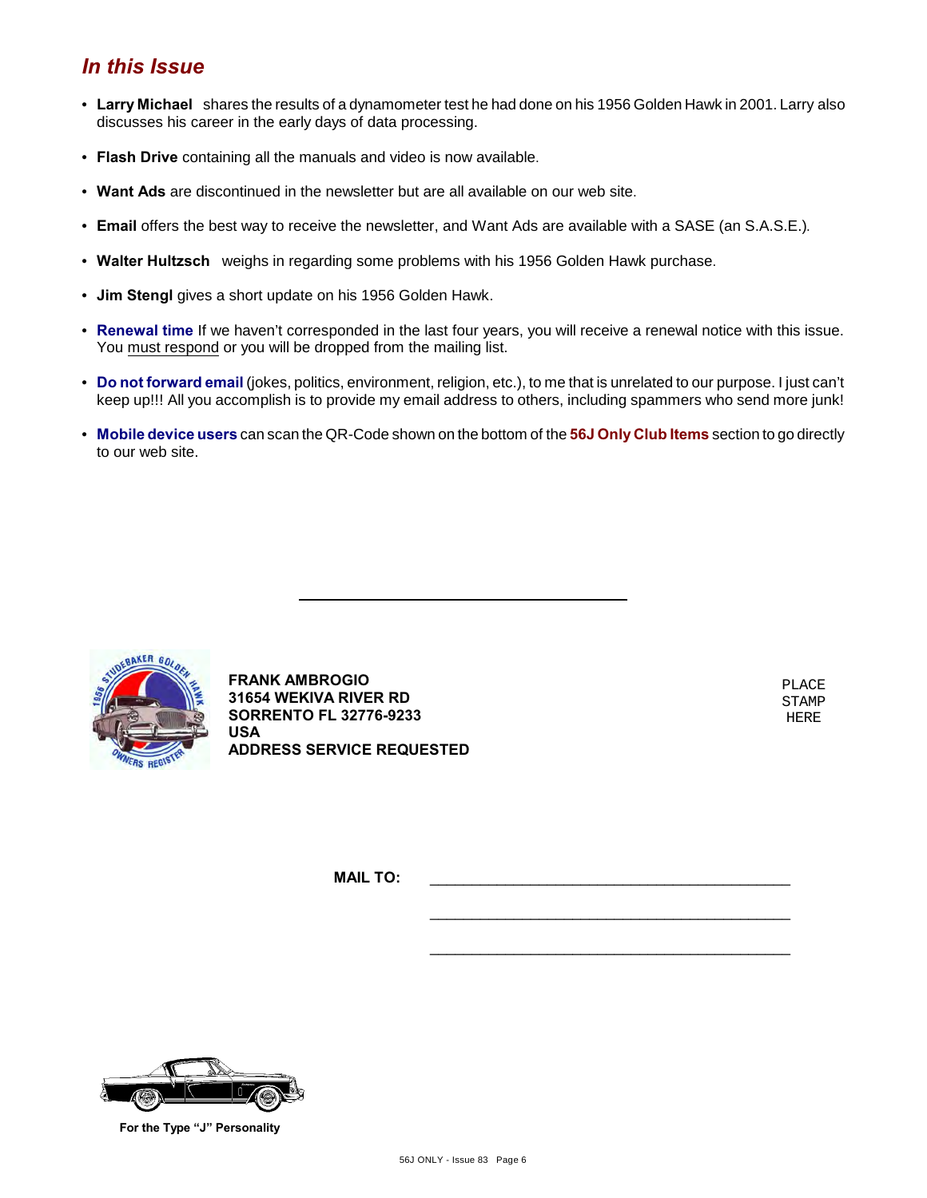## *In this Issue*

- **Larry Michael** shares the results of a dynamometer test he had done on his 1956 Golden Hawk in 2001. Larry also discusses his career in the early days of data processing.
- **Flash Drive** containing all the manuals and video is now available.
- **Want Ads** are discontinued in the newsletter but are all available on our web site.
- **Email** offers the best way to receive the newsletter, and Want Ads are available with a SASE (an S.A.S.E.).
- **Walter Hultzsch** weighs in regarding some problems with his 1956 Golden Hawk purchase.
- **Jim Stengl** gives a short update on his 1956 Golden Hawk.
- **Renewal time** If we haven't corresponded in the last four years, you will receive a renewal notice with this issue. You must respond or you will be dropped from the mailing list.
- **Do not forward email** (jokes, politics, environment, religion, etc.), to me that is unrelated to our purpose. I just can't keep up!!! All you accomplish is to provide my email address to others, including spammers who send more junk!
- **Mobile device users** can scan the QR-Code shown on the bottom of the **56J Only Club Items** section to go directly to our web site.

---

**FRANK AMBROGIO**
**31654 WEKIVA RIVER RD**
**SORRENTO FL 32776-9233**
**USA**
**ADDRESS SERVICE REQUESTED**

PLACE
STAMP
HERE

**MAIL TO:** ____________________________________________

____________________________________________

____________________________________________

**For the Type "J" Personality**